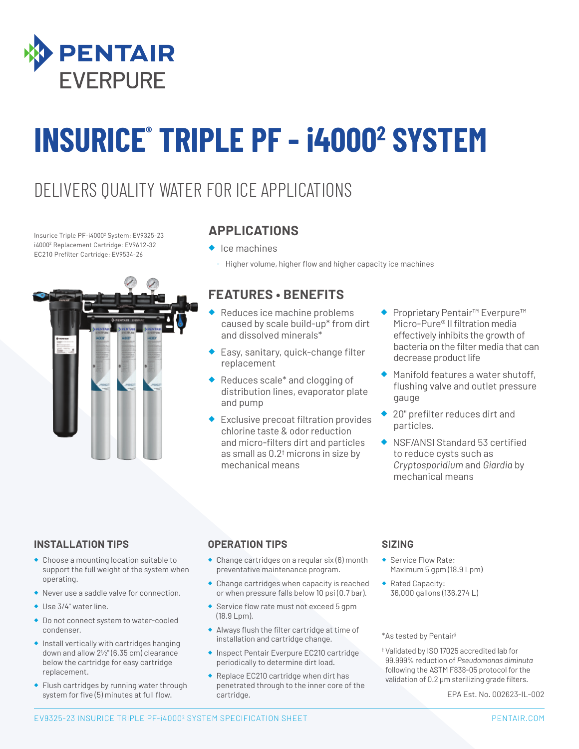PENTAIR EVERPURE

# INSURICE® TRIPLE PF - i4000² SYSTEM

## DELIVERS QUALITY WATER FOR ICE APPLICATIONS

Insurice Triple PF-i4000² System: EV9325-23
i4000² Replacement Cartridge: EV9612-32
EC210 Prefilter Cartridge: EV9534-26

## APPLICATIONS

- Ice machines
  - Higher volume, higher flow and higher capacity ice machines

## FEATURES • BENEFITS

- Reduces ice machine problems caused by scale build-up* from dirt and dissolved minerals*
- Easy, sanitary, quick-change filter replacement
- Reduces scale* and clogging of distribution lines, evaporator plate and pump
- Exclusive precoat filtration provides chlorine taste & odor reduction and micro-filters dirt and particles as small as 0.2† microns in size by mechanical means
- Proprietary Pentair™ Everpure™ Micro-Pure® II filtration media effectively inhibits the growth of bacteria on the filter media that can decrease product life
- Manifold features a water shutoff, flushing valve and outlet pressure gauge
- 20" prefilter reduces dirt and particles.
- NSF/ANSI Standard 53 certified to reduce cysts such as *Cryptosporidium* and *Giardia* by mechanical means

### INSTALLATION TIPS

- Choose a mounting location suitable to support the full weight of the system when operating.
- Never use a saddle valve for connection.
- Use 3/4" water line.
- Do not connect system to water-cooled condenser.
- Install vertically with cartridges hanging down and allow 2½" (6.35 cm) clearance below the cartridge for easy cartridge replacement.
- Flush cartridges by running water through system for five (5) minutes at full flow.

### OPERATION TIPS

- Change cartridges on a regular six (6) month preventative maintenance program.
- Change cartridges when capacity is reached or when pressure falls below 10 psi (0.7 bar).
- Service flow rate must not exceed 5 gpm (18.9 Lpm).
- Always flush the filter cartridge at time of installation and cartridge change.
- Inspect Pentair Everpure EC210 cartridge periodically to determine dirt load.
- Replace EC210 cartridge when dirt has penetrated through to the inner core of the cartridge.

### SIZING

- Service Flow Rate: Maximum 5 gpm (18.9 Lpm)
- Rated Capacity: 36,000 gallons (136,274 L)

*As tested by Pentair§

† Validated by ISO 17025 accredited lab for 99.999% reduction of *Pseudomonas diminuta* following the ASTM F838-05 protocol for the validation of 0.2 µm sterilizing grade filters.

EPA Est. No. 002623-IL-002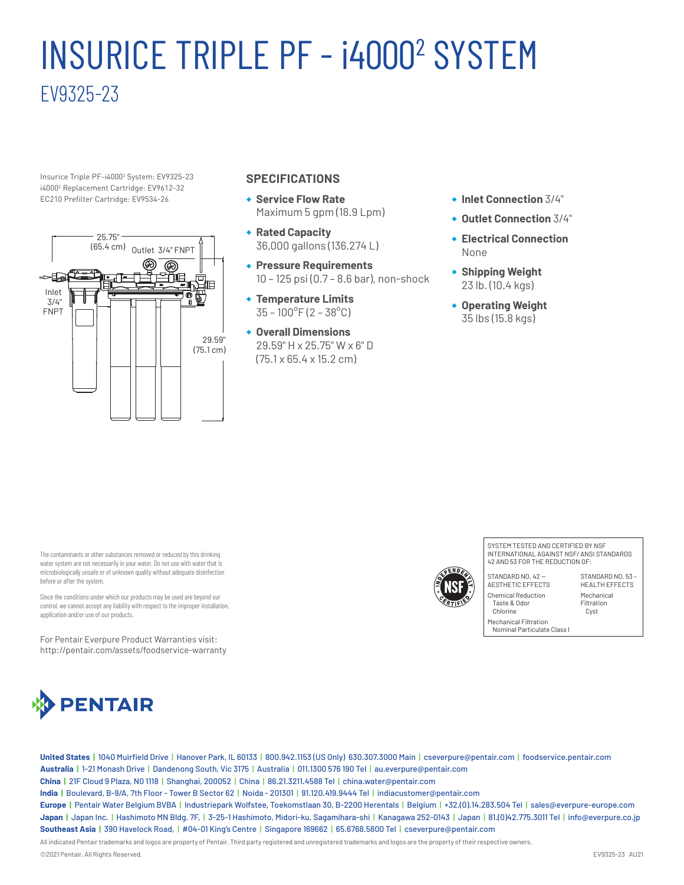# INSURICE TRIPLE PF - i4000² SYSTEM

## EV9325-23

Insurice Triple PF-i4000² System: EV9325-23
i4000² Replacement Cartridge: EV9612-32
EC210 Prefilter Cartridge: EV9534-26

25.75"
(65.4 cm)
Outlet 3/4" FNPT
Inlet
3/4"
FNPT
29.59"
(75.1 cm)

## SPECIFICATIONS

- **Service Flow Rate**
  Maximum 5 gpm (18.9 Lpm)
- **Rated Capacity**
  36,000 gallons (136,274 L)
- **Pressure Requirements**
  10 – 125 psi (0.7 – 8.6 bar), non-shock
- **Temperature Limits**
  35 – 100°F (2 – 38°C)
- **Overall Dimensions**
  29.59" H x 25.75" W x 6" D
  (75.1 x 65.4 x 15.2 cm)
- **Inlet Connection** 3/4"
- **Outlet Connection** 3/4"
- **Electrical Connection**
  None
- **Shipping Weight**
  23 lb. (10.4 kgs)
- **Operating Weight**
  35 lbs (15.8 kgs)

The contaminants or other substances removed or reduced by this drinking water system are not necessarily in your water. Do not use with water that is microbiologically unsafe or of unknown quality without adequate disinfection before or after the system.

Since the conditions under which our products may be used are beyond our control, we cannot accept any liability with respect to the improper installation, application and/or use of our products.

For Pentair Everpure Product Warranties visit:
http://pentair.com/assets/foodservice-warranty

SYSTEM TESTED AND CERTIFIED BY NSF INTERNATIONAL AGAINST NSF/ ANSI STANDARDS 42 AND 53 FOR THE REDUCTION OF:

| STANDARD NO. 42 – AESTHETIC EFFECTS | STANDARD NO. 53 – HEALTH EFFECTS |
|---|---|
| Chemical Reduction<br>Taste & Odor<br>Chlorine | Mechanical Filtration<br>Cyst |
| Mechanical Filtration<br>Nominal Particulate Class I | |

PENTAIR

**United States** | 1040 Muirfield Drive | Hanover Park, IL 60133 | 800.942.1153 (US Only) 630.307.3000 Main | cseverpure@pentair.com | foodservice.pentair.com
**Australia** | 1-21 Monash Drive | Dandenong South, Vic 3175 | Australia | 011.1300 576 190 Tel | au.everpure@pentair.com
**China** | 21F Cloud 9 Plaza, NO 1118 | Shanghai, 200052 | China | 86.21.3211.4588 Tel | china.water@pentair.com
**India** | Boulevard, B-9/A, 7th Floor - Tower B Sector 62 | Noida - 201301 | 91.120.419.9444 Tel | indiacustomer@pentair.com
**Europe** | Pentair Water Belgium BVBA | Industriepark Wolfstee, Toekomstlaan 30, B-2200 Herentals | Belgium | +32.(0).14.283.504 Tel | sales@everpure-europe.com
**Japan** | Japan Inc. | Hashimoto MN Bldg. 7F, | 3-25-1 Hashimoto, Midori-ku, Sagamihara-shi | Kanagawa 252-0143 | Japan | 81.(0)42.775.3011 Tel | info@everpure.co.jp
**Southeast Asia** | 390 Havelock Road, | #04-01 King's Centre | Singapore 169662 | 65.6768.5800 Tel | cseverpure@pentair.com

All indicated Pentair trademarks and logos are property of Pentair. Third party registered and unregistered trademarks and logos are the property of their respective owners.

©2021 Pentair. All Rights Reserved.

EV9325-23 AU21